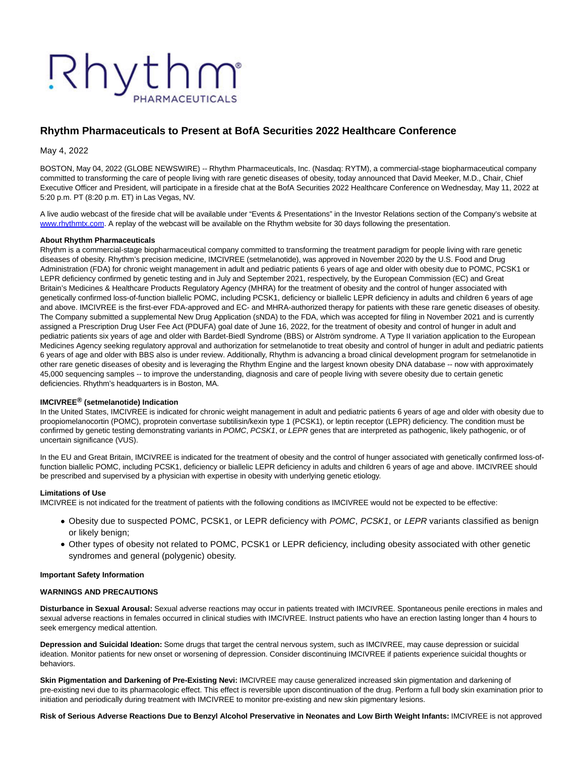# Rhythm Pharmaceuticals to Present at BofA Securities 2022 Healthcare Conference

May 4, 2022

BOSTON, May 04, 2022 (GLOBE NEWSWIRE) -- Rhythm Pharmaceuticals, Inc. (Nasdaq: RYTM), a commercial-stage biopharmaceutical company committed to transforming the care of people living with rare genetic diseases of obesity, today announced that David Meeker, M.D., Chair, Chief Executive Officer and President, will participate in a fireside chat at the BofA Securities 2022 Healthcare Conference on Wednesday, May 11, 2022 at 5:20 p.m. PT (8:20 p.m. ET) in Las Vegas, NV.

A live audio webcast of the fireside chat will be available under "Events & Presentations" in the Investor Relations section of the Company's website at www.rhythmtx.com. A replay of the webcast will be available on the Rhythm website for 30 days following the presentation.

**About Rhythm Pharmaceuticals**

Rhythm is a commercial-stage biopharmaceutical company committed to transforming the treatment paradigm for people living with rare genetic diseases of obesity. Rhythm's precision medicine, IMCIVREE (setmelanotide), was approved in November 2020 by the U.S. Food and Drug Administration (FDA) for chronic weight management in adult and pediatric patients 6 years of age and older with obesity due to POMC, PCSK1 or LEPR deficiency confirmed by genetic testing and in July and September 2021, respectively, by the European Commission (EC) and Great Britain's Medicines & Healthcare Products Regulatory Agency (MHRA) for the treatment of obesity and the control of hunger associated with genetically confirmed loss-of-function biallelic POMC, including PCSK1, deficiency or biallelic LEPR deficiency in adults and children 6 years of age and above. IMCIVREE is the first-ever FDA-approved and EC- and MHRA-authorized therapy for patients with these rare genetic diseases of obesity. The Company submitted a supplemental New Drug Application (sNDA) to the FDA, which was accepted for filing in November 2021 and is currently assigned a Prescription Drug User Fee Act (PDUFA) goal date of June 16, 2022, for the treatment of obesity and control of hunger in adult and pediatric patients six years of age and older with Bardet-Biedl Syndrome (BBS) or Alström syndrome. A Type II variation application to the European Medicines Agency seeking regulatory approval and authorization for setmelanotide to treat obesity and control of hunger in adult and pediatric patients 6 years of age and older with BBS also is under review. Additionally, Rhythm is advancing a broad clinical development program for setmelanotide in other rare genetic diseases of obesity and is leveraging the Rhythm Engine and the largest known obesity DNA database -- now with approximately 45,000 sequencing samples -- to improve the understanding, diagnosis and care of people living with severe obesity due to certain genetic deficiencies. Rhythm's headquarters is in Boston, MA.

**IMCIVREE® (setmelanotide) Indication**

In the United States, IMCIVREE is indicated for chronic weight management in adult and pediatric patients 6 years of age and older with obesity due to proopiomelanocortin (POMC), proprotein convertase subtilisin/kexin type 1 (PCSK1), or leptin receptor (LEPR) deficiency. The condition must be confirmed by genetic testing demonstrating variants in *POMC*, *PCSK1*, or *LEPR* genes that are interpreted as pathogenic, likely pathogenic, or of uncertain significance (VUS).

In the EU and Great Britain, IMCIVREE is indicated for the treatment of obesity and the control of hunger associated with genetically confirmed loss-of-function biallelic POMC, including PCSK1, deficiency or biallelic LEPR deficiency in adults and children 6 years of age and above. IMCIVREE should be prescribed and supervised by a physician with expertise in obesity with underlying genetic etiology.

**Limitations of Use**

IMCIVREE is not indicated for the treatment of patients with the following conditions as IMCIVREE would not be expected to be effective:

- Obesity due to suspected POMC, PCSK1, or LEPR deficiency with *POMC*, *PCSK1*, or *LEPR* variants classified as benign or likely benign;
- Other types of obesity not related to POMC, PCSK1 or LEPR deficiency, including obesity associated with other genetic syndromes and general (polygenic) obesity.

**Important Safety Information**

**WARNINGS AND PRECAUTIONS**

**Disturbance in Sexual Arousal:** Sexual adverse reactions may occur in patients treated with IMCIVREE. Spontaneous penile erections in males and sexual adverse reactions in females occurred in clinical studies with IMCIVREE. Instruct patients who have an erection lasting longer than 4 hours to seek emergency medical attention.

**Depression and Suicidal Ideation:** Some drugs that target the central nervous system, such as IMCIVREE, may cause depression or suicidal ideation. Monitor patients for new onset or worsening of depression. Consider discontinuing IMCIVREE if patients experience suicidal thoughts or behaviors.

**Skin Pigmentation and Darkening of Pre-Existing Nevi:** IMCIVREE may cause generalized increased skin pigmentation and darkening of pre-existing nevi due to its pharmacologic effect. This effect is reversible upon discontinuation of the drug. Perform a full body skin examination prior to initiation and periodically during treatment with IMCIVREE to monitor pre-existing and new skin pigmentary lesions.

**Risk of Serious Adverse Reactions Due to Benzyl Alcohol Preservative in Neonates and Low Birth Weight Infants:** IMCIVREE is not approved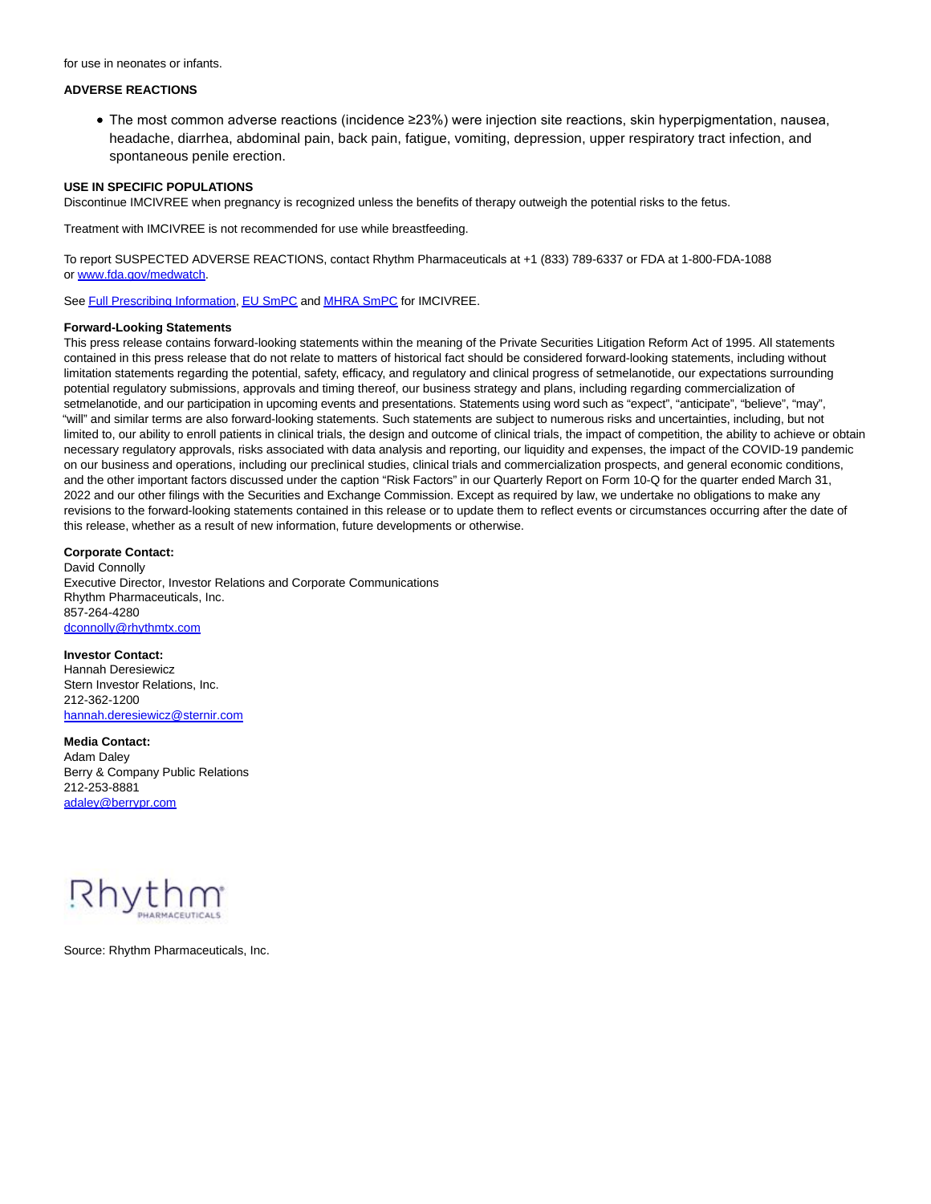for use in neonates or infants.

**ADVERSE REACTIONS**

- The most common adverse reactions (incidence ≥23%) were injection site reactions, skin hyperpigmentation, nausea, headache, diarrhea, abdominal pain, back pain, fatigue, vomiting, depression, upper respiratory tract infection, and spontaneous penile erection.

**USE IN SPECIFIC POPULATIONS**

Discontinue IMCIVREE when pregnancy is recognized unless the benefits of therapy outweigh the potential risks to the fetus.

Treatment with IMCIVREE is not recommended for use while breastfeeding.

To report SUSPECTED ADVERSE REACTIONS, contact Rhythm Pharmaceuticals at +1 (833) 789-6337 or FDA at 1-800-FDA-1088 or www.fda.gov/medwatch.

See Full Prescribing Information, EU SmPC and MHRA SmPC for IMCIVREE.

**Forward-Looking Statements**

This press release contains forward-looking statements within the meaning of the Private Securities Litigation Reform Act of 1995. All statements contained in this press release that do not relate to matters of historical fact should be considered forward-looking statements, including without limitation statements regarding the potential, safety, efficacy, and regulatory and clinical progress of setmelanotide, our expectations surrounding potential regulatory submissions, approvals and timing thereof, our business strategy and plans, including regarding commercialization of setmelanotide, and our participation in upcoming events and presentations. Statements using word such as "expect", "anticipate", "believe", "may", "will" and similar terms are also forward-looking statements. Such statements are subject to numerous risks and uncertainties, including, but not limited to, our ability to enroll patients in clinical trials, the design and outcome of clinical trials, the impact of competition, the ability to achieve or obtain necessary regulatory approvals, risks associated with data analysis and reporting, our liquidity and expenses, the impact of the COVID-19 pandemic on our business and operations, including our preclinical studies, clinical trials and commercialization prospects, and general economic conditions, and the other important factors discussed under the caption "Risk Factors" in our Quarterly Report on Form 10-Q for the quarter ended March 31, 2022 and our other filings with the Securities and Exchange Commission. Except as required by law, we undertake no obligations to make any revisions to the forward-looking statements contained in this release or to update them to reflect events or circumstances occurring after the date of this release, whether as a result of new information, future developments or otherwise.

**Corporate Contact:**
David Connolly
Executive Director, Investor Relations and Corporate Communications
Rhythm Pharmaceuticals, Inc.
857-264-4280
dconnolly@rhythmtx.com

**Investor Contact:**
Hannah Deresiewicz
Stern Investor Relations, Inc.
212-362-1200
hannah.deresiewicz@sternir.com

**Media Contact:**
Adam Daley
Berry & Company Public Relations
212-253-8881
adaley@berrypr.com

Rhythm PHARMACEUTICALS

Source: Rhythm Pharmaceuticals, Inc.